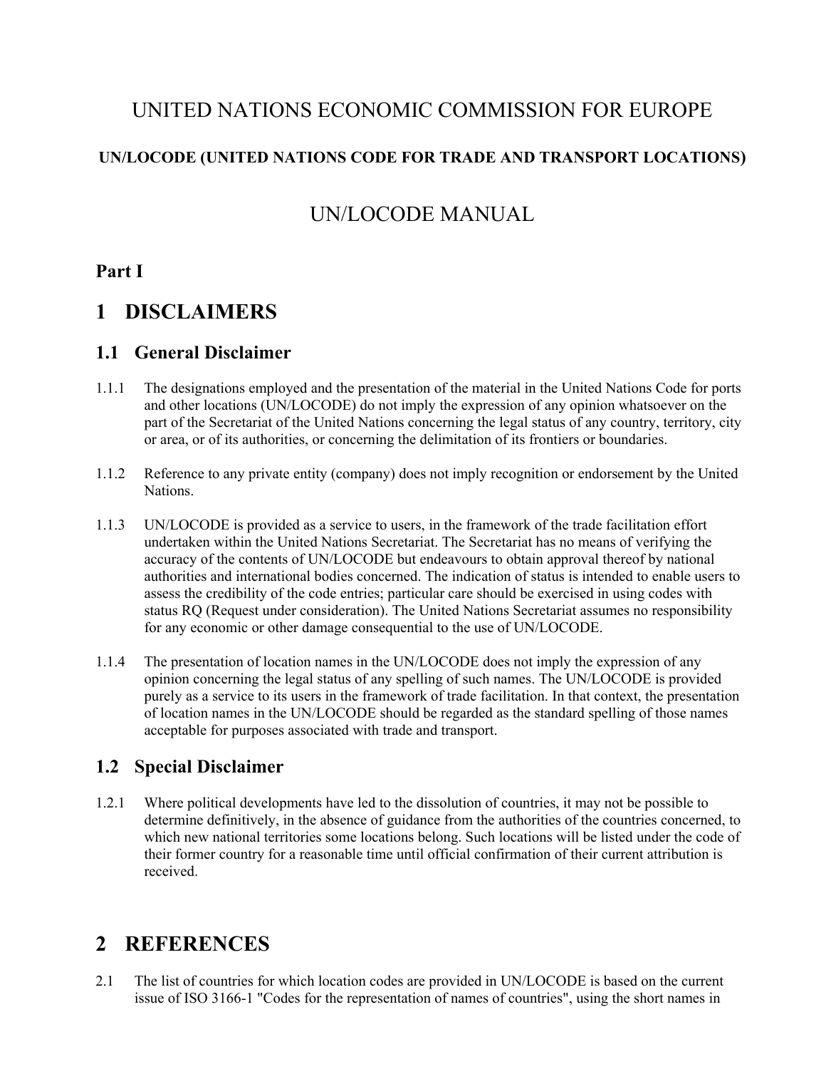# UNITED NATIONS ECONOMIC COMMISSION FOR EUROPE

**UN/LOCODE (UNITED NATIONS CODE FOR TRADE AND TRANSPORT LOCATIONS)**

# UN/LOCODE MANUAL

**Part I**

# 1 DISCLAIMERS

## 1.1 General Disclaimer

1.1.1 The designations employed and the presentation of the material in the United Nations Code for ports and other locations (UN/LOCODE) do not imply the expression of any opinion whatsoever on the part of the Secretariat of the United Nations concerning the legal status of any country, territory, city or area, or of its authorities, or concerning the delimitation of its frontiers or boundaries.

1.1.2 Reference to any private entity (company) does not imply recognition or endorsement by the United Nations.

1.1.3 UN/LOCODE is provided as a service to users, in the framework of the trade facilitation effort undertaken within the United Nations Secretariat. The Secretariat has no means of verifying the accuracy of the contents of UN/LOCODE but endeavours to obtain approval thereof by national authorities and international bodies concerned. The indication of status is intended to enable users to assess the credibility of the code entries; particular care should be exercised in using codes with status RQ (Request under consideration). The United Nations Secretariat assumes no responsibility for any economic or other damage consequential to the use of UN/LOCODE.

1.1.4 The presentation of location names in the UN/LOCODE does not imply the expression of any opinion concerning the legal status of any spelling of such names. The UN/LOCODE is provided purely as a service to its users in the framework of trade facilitation. In that context, the presentation of location names in the UN/LOCODE should be regarded as the standard spelling of those names acceptable for purposes associated with trade and transport.

## 1.2 Special Disclaimer

1.2.1 Where political developments have led to the dissolution of countries, it may not be possible to determine definitively, in the absence of guidance from the authorities of the countries concerned, to which new national territories some locations belong. Such locations will be listed under the code of their former country for a reasonable time until official confirmation of their current attribution is received.

# 2 REFERENCES

2.1 The list of countries for which location codes are provided in UN/LOCODE is based on the current issue of ISO 3166-1 "Codes for the representation of names of countries", using the short names in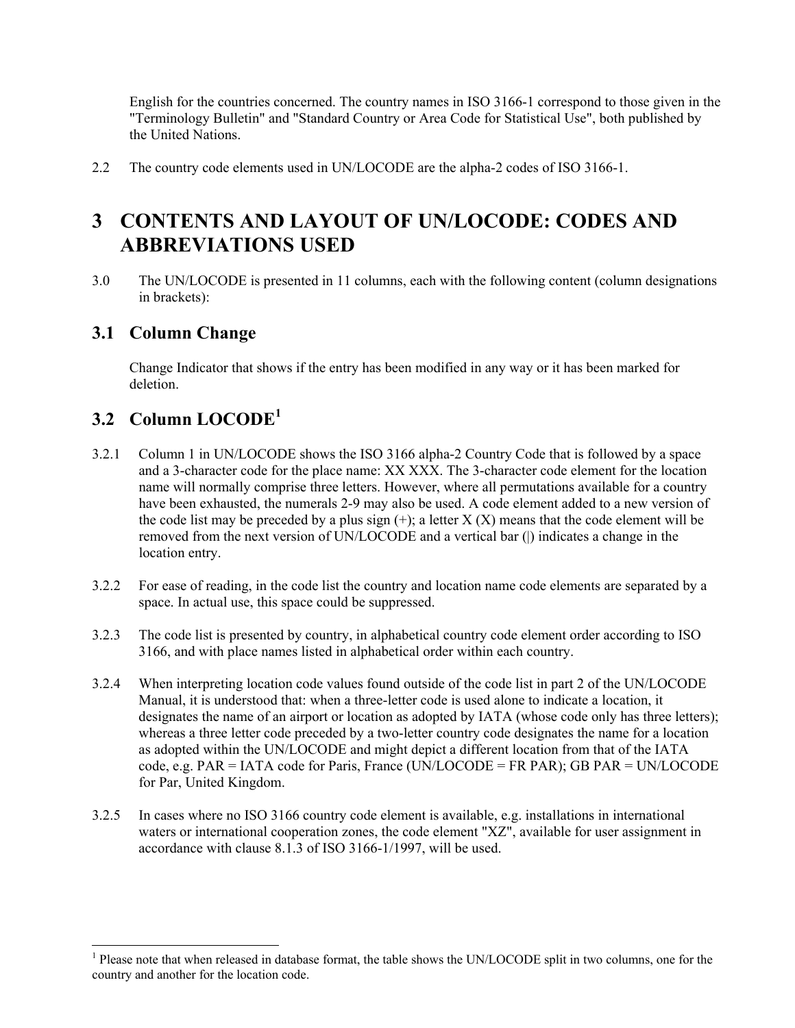English for the countries concerned. The country names in ISO 3166-1 correspond to those given in the "Terminology Bulletin" and "Standard Country or Area Code for Statistical Use", both published by the United Nations.

2.2 The country code elements used in UN/LOCODE are the alpha-2 codes of ISO 3166-1.

# 3 CONTENTS AND LAYOUT OF UN/LOCODE: CODES AND ABBREVIATIONS USED

3.0 The UN/LOCODE is presented in 11 columns, each with the following content (column designations in brackets):

## 3.1 Column Change

Change Indicator that shows if the entry has been modified in any way or it has been marked for deletion.

## 3.2 Column LOCODE[1]

3.2.1 Column 1 in UN/LOCODE shows the ISO 3166 alpha-2 Country Code that is followed by a space and a 3-character code for the place name: XX XXX. The 3-character code element for the location name will normally comprise three letters. However, where all permutations available for a country have been exhausted, the numerals 2-9 may also be used. A code element added to a new version of the code list may be preceded by a plus sign (+); a letter X (X) means that the code element will be removed from the next version of UN/LOCODE and a vertical bar (|) indicates a change in the location entry.

3.2.2 For ease of reading, in the code list the country and location name code elements are separated by a space. In actual use, this space could be suppressed.

3.2.3 The code list is presented by country, in alphabetical country code element order according to ISO 3166, and with place names listed in alphabetical order within each country.

3.2.4 When interpreting location code values found outside of the code list in part 2 of the UN/LOCODE Manual, it is understood that: when a three-letter code is used alone to indicate a location, it designates the name of an airport or location as adopted by IATA (whose code only has three letters); whereas a three letter code preceded by a two-letter country code designates the name for a location as adopted within the UN/LOCODE and might depict a different location from that of the IATA code, e.g. PAR = IATA code for Paris, France (UN/LOCODE = FR PAR); GB PAR = UN/LOCODE for Par, United Kingdom.

3.2.5 In cases where no ISO 3166 country code element is available, e.g. installations in international waters or international cooperation zones, the code element "XZ", available for user assignment in accordance with clause 8.1.3 of ISO 3166-1/1997, will be used.

---

[1] Please note that when released in database format, the table shows the UN/LOCODE split in two columns, one for the country and another for the location code.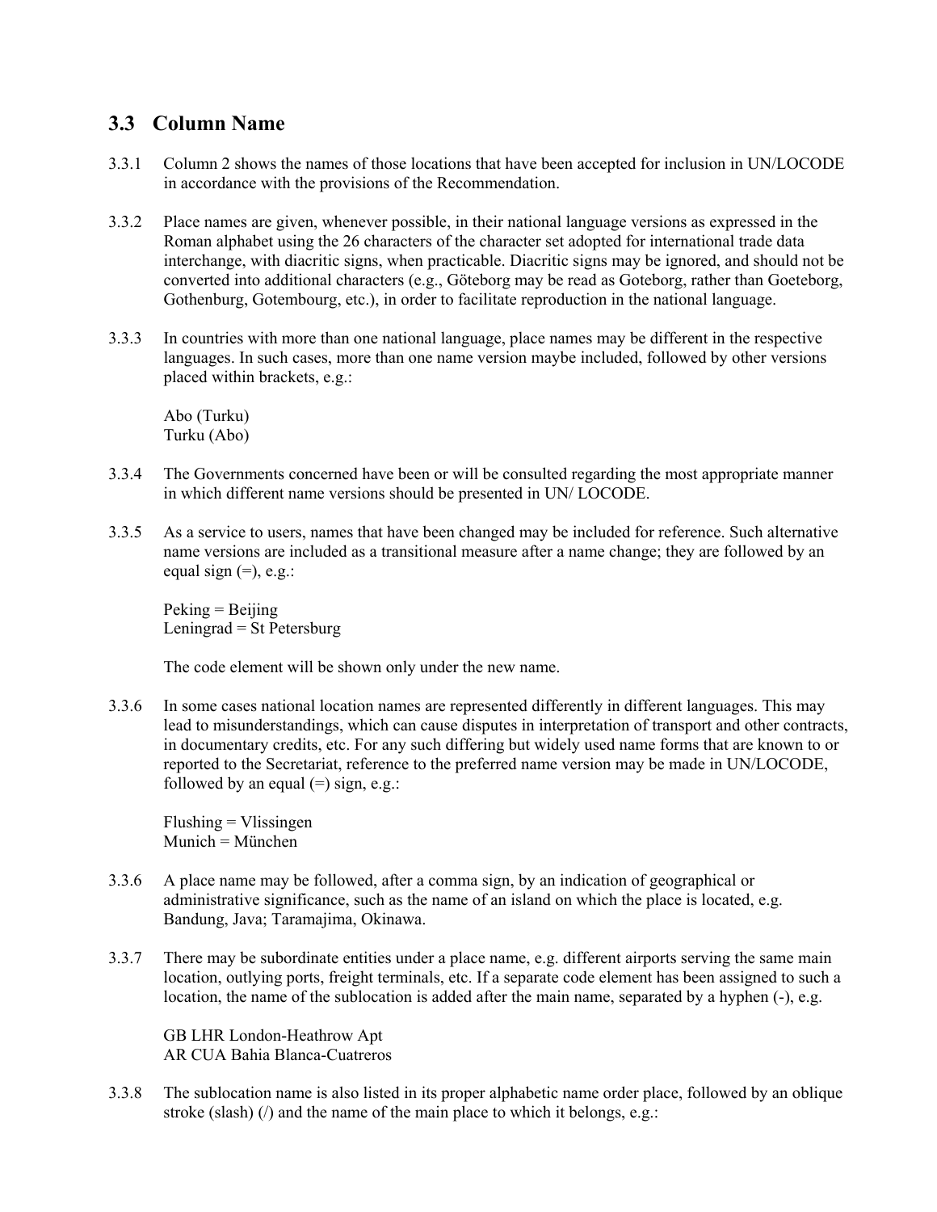## 3.3 Column Name

3.3.1 Column 2 shows the names of those locations that have been accepted for inclusion in UN/LOCODE in accordance with the provisions of the Recommendation.

3.3.2 Place names are given, whenever possible, in their national language versions as expressed in the Roman alphabet using the 26 characters of the character set adopted for international trade data interchange, with diacritic signs, when practicable. Diacritic signs may be ignored, and should not be converted into additional characters (e.g., Göteborg may be read as Goteborg, rather than Goeteborg, Gothenburg, Gotembourg, etc.), in order to facilitate reproduction in the national language.

3.3.3 In countries with more than one national language, place names may be different in the respective languages. In such cases, more than one name version maybe included, followed by other versions placed within brackets, e.g.:

Abo (Turku)
Turku (Abo)

3.3.4 The Governments concerned have been or will be consulted regarding the most appropriate manner in which different name versions should be presented in UN/ LOCODE.

3.3.5 As a service to users, names that have been changed may be included for reference. Such alternative name versions are included as a transitional measure after a name change; they are followed by an equal sign (=), e.g.:

Peking = Beijing
Leningrad = St Petersburg

The code element will be shown only under the new name.

3.3.6 In some cases national location names are represented differently in different languages. This may lead to misunderstandings, which can cause disputes in interpretation of transport and other contracts, in documentary credits, etc. For any such differing but widely used name forms that are known to or reported to the Secretariat, reference to the preferred name version may be made in UN/LOCODE, followed by an equal (=) sign, e.g.:

Flushing = Vlissingen
Munich = München

3.3.6 A place name may be followed, after a comma sign, by an indication of geographical or administrative significance, such as the name of an island on which the place is located, e.g. Bandung, Java; Taramajima, Okinawa.

3.3.7 There may be subordinate entities under a place name, e.g. different airports serving the same main location, outlying ports, freight terminals, etc. If a separate code element has been assigned to such a location, the name of the sublocation is added after the main name, separated by a hyphen (-), e.g.

GB LHR London-Heathrow Apt
AR CUA Bahia Blanca-Cuatreros

3.3.8 The sublocation name is also listed in its proper alphabetic name order place, followed by an oblique stroke (slash) (/) and the name of the main place to which it belongs, e.g.: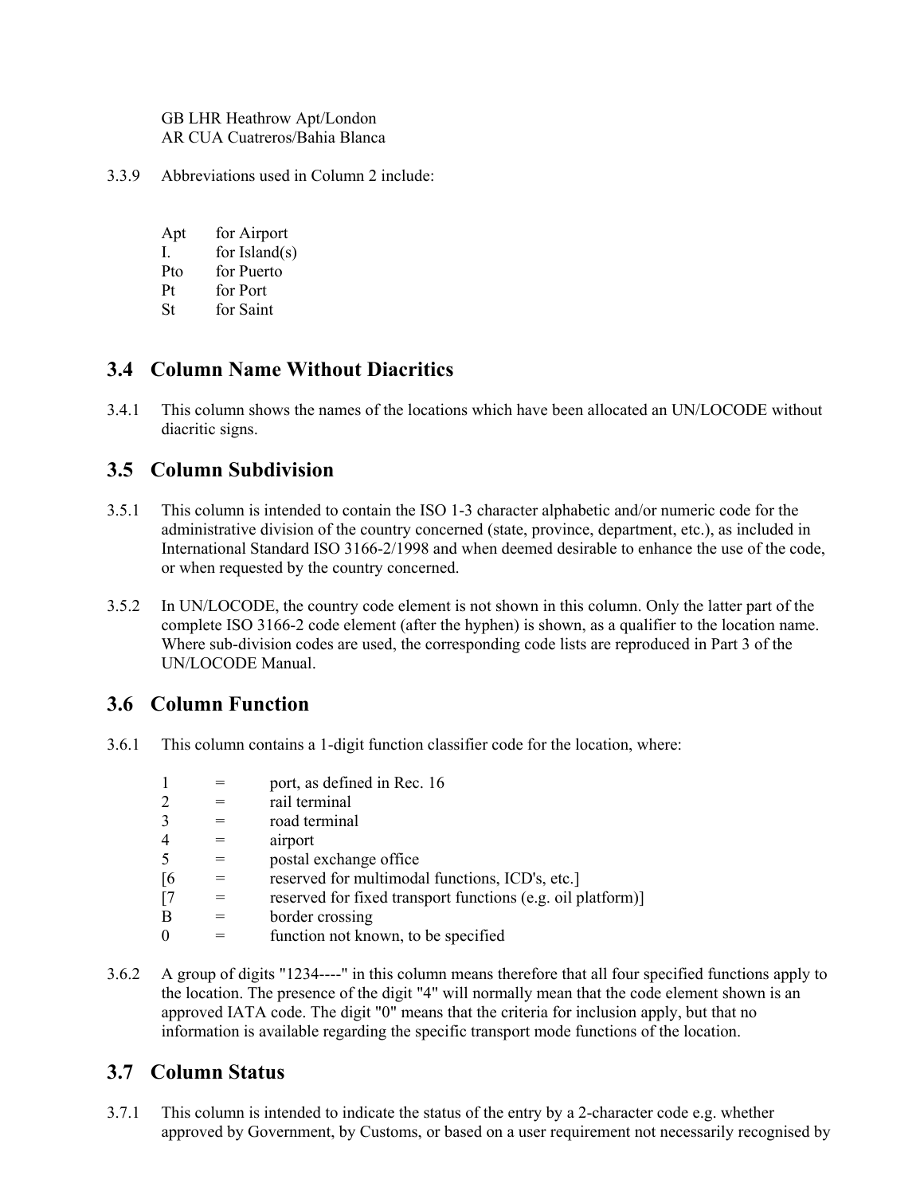GB LHR Heathrow Apt/London
AR CUA Cuatreros/Bahia Blanca

3.3.9 Abbreviations used in Column 2 include:

| | |
|---|---|
| Apt | for Airport |
| I. | for Island(s) |
| Pto | for Puerto |
| Pt | for Port |
| St | for Saint |

## 3.4 Column Name Without Diacritics

3.4.1 This column shows the names of the locations which have been allocated an UN/LOCODE without diacritic signs.

## 3.5 Column Subdivision

3.5.1 This column is intended to contain the ISO 1-3 character alphabetic and/or numeric code for the administrative division of the country concerned (state, province, department, etc.), as included in International Standard ISO 3166-2/1998 and when deemed desirable to enhance the use of the code, or when requested by the country concerned.

3.5.2 In UN/LOCODE, the country code element is not shown in this column. Only the latter part of the complete ISO 3166-2 code element (after the hyphen) is shown, as a qualifier to the location name. Where sub-division codes are used, the corresponding code lists are reproduced in Part 3 of the UN/LOCODE Manual.

## 3.6 Column Function

3.6.1 This column contains a 1-digit function classifier code for the location, where:

| | | |
|---|---|---|
| 1 | = | port, as defined in Rec. 16 |
| 2 | = | rail terminal |
| 3 | = | road terminal |
| 4 | = | airport |
| 5 | = | postal exchange office |
| [6 | = | reserved for multimodal functions, ICD's, etc.] |
| [7 | = | reserved for fixed transport functions (e.g. oil platform)] |
| B | = | border crossing |
| 0 | = | function not known, to be specified |

3.6.2 A group of digits "1234----" in this column means therefore that all four specified functions apply to the location. The presence of the digit "4" will normally mean that the code element shown is an approved IATA code. The digit "0" means that the criteria for inclusion apply, but that no information is available regarding the specific transport mode functions of the location.

## 3.7 Column Status

3.7.1 This column is intended to indicate the status of the entry by a 2-character code e.g. whether approved by Government, by Customs, or based on a user requirement not necessarily recognised by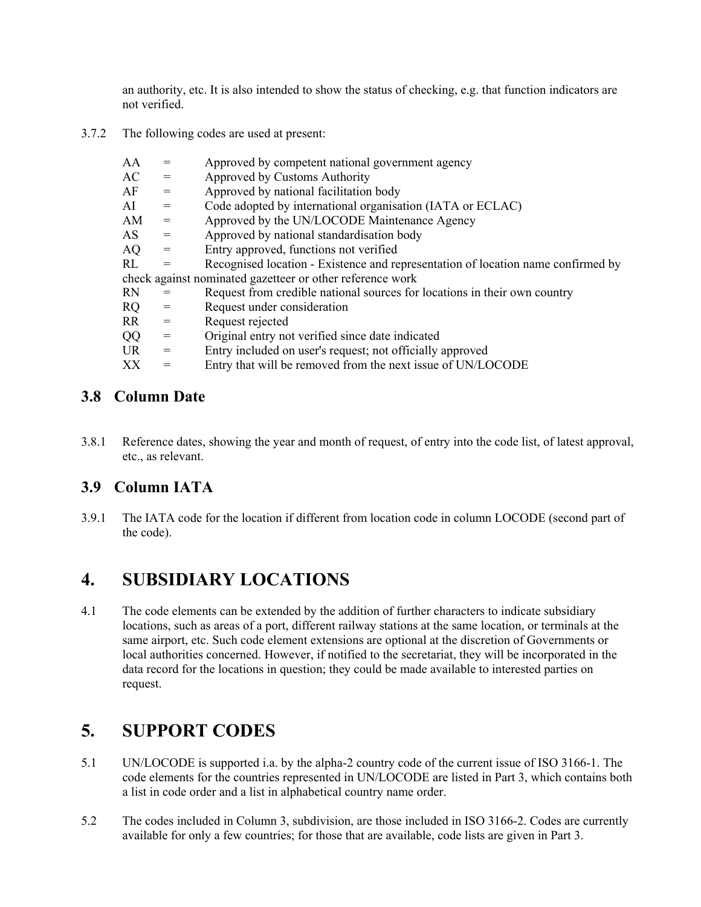an authority, etc. It is also intended to show the status of checking, e.g. that function indicators are not verified.

3.7.2 The following codes are used at present:

AA = Approved by competent national government agency
AC = Approved by Customs Authority
AF = Approved by national facilitation body
AI = Code adopted by international organisation (IATA or ECLAC)
AM = Approved by the UN/LOCODE Maintenance Agency
AS = Approved by national standardisation body
AQ = Entry approved, functions not verified
RL = Recognised location - Existence and representation of location name confirmed by check against nominated gazetteer or other reference work
RN = Request from credible national sources for locations in their own country
RQ = Request under consideration
RR = Request rejected
QQ = Original entry not verified since date indicated
UR = Entry included on user's request; not officially approved
XX = Entry that will be removed from the next issue of UN/LOCODE

### 3.8 Column Date

3.8.1 Reference dates, showing the year and month of request, of entry into the code list, of latest approval, etc., as relevant.

### 3.9 Column IATA

3.9.1 The IATA code for the location if different from location code in column LOCODE (second part of the code).

## 4. SUBSIDIARY LOCATIONS

4.1 The code elements can be extended by the addition of further characters to indicate subsidiary locations, such as areas of a port, different railway stations at the same location, or terminals at the same airport, etc. Such code element extensions are optional at the discretion of Governments or local authorities concerned. However, if notified to the secretariat, they will be incorporated in the data record for the locations in question; they could be made available to interested parties on request.

## 5. SUPPORT CODES

5.1 UN/LOCODE is supported i.a. by the alpha-2 country code of the current issue of ISO 3166-1. The code elements for the countries represented in UN/LOCODE are listed in Part 3, which contains both a list in code order and a list in alphabetical country name order.

5.2 The codes included in Column 3, subdivision, are those included in ISO 3166-2. Codes are currently available for only a few countries; for those that are available, code lists are given in Part 3.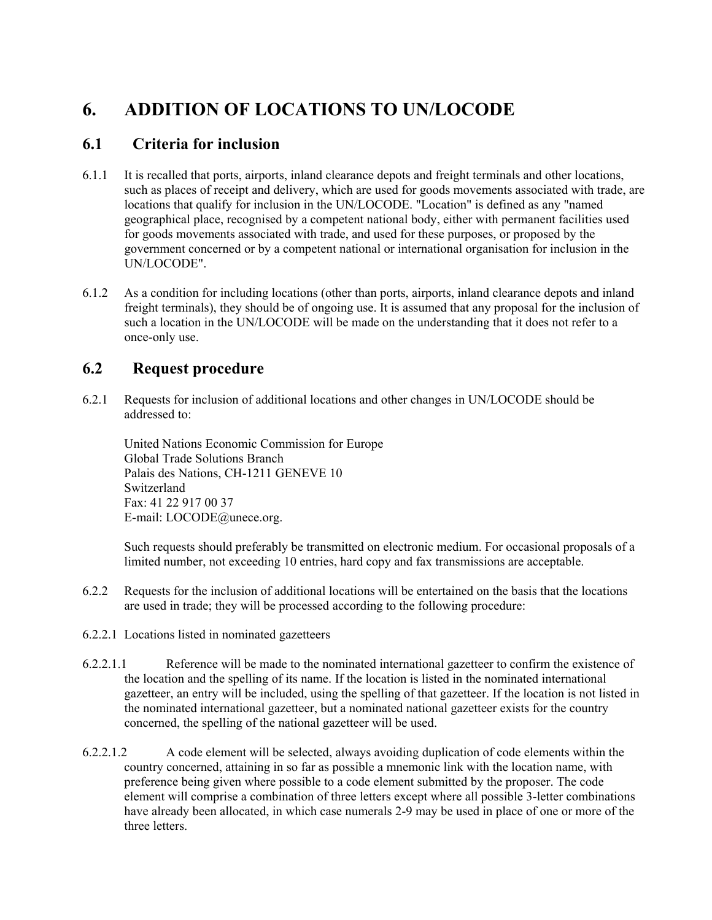# 6. ADDITION OF LOCATIONS TO UN/LOCODE

## 6.1 Criteria for inclusion

6.1.1 It is recalled that ports, airports, inland clearance depots and freight terminals and other locations, such as places of receipt and delivery, which are used for goods movements associated with trade, are locations that qualify for inclusion in the UN/LOCODE. "Location" is defined as any "named geographical place, recognised by a competent national body, either with permanent facilities used for goods movements associated with trade, and used for these purposes, or proposed by the government concerned or by a competent national or international organisation for inclusion in the UN/LOCODE".

6.1.2 As a condition for including locations (other than ports, airports, inland clearance depots and inland freight terminals), they should be of ongoing use. It is assumed that any proposal for the inclusion of such a location in the UN/LOCODE will be made on the understanding that it does not refer to a once-only use.

## 6.2 Request procedure

6.2.1 Requests for inclusion of additional locations and other changes in UN/LOCODE should be addressed to:

United Nations Economic Commission for Europe
Global Trade Solutions Branch
Palais des Nations, CH-1211 GENEVE 10
Switzerland
Fax: 41 22 917 00 37
E-mail: LOCODE@unece.org.

Such requests should preferably be transmitted on electronic medium. For occasional proposals of a limited number, not exceeding 10 entries, hard copy and fax transmissions are acceptable.

6.2.2 Requests for the inclusion of additional locations will be entertained on the basis that the locations are used in trade; they will be processed according to the following procedure:

6.2.2.1 Locations listed in nominated gazetteers

6.2.2.1.1 Reference will be made to the nominated international gazetteer to confirm the existence of the location and the spelling of its name. If the location is listed in the nominated international gazetteer, an entry will be included, using the spelling of that gazetteer. If the location is not listed in the nominated international gazetteer, but a nominated national gazetteer exists for the country concerned, the spelling of the national gazetteer will be used.

6.2.2.1.2 A code element will be selected, always avoiding duplication of code elements within the country concerned, attaining in so far as possible a mnemonic link with the location name, with preference being given where possible to a code element submitted by the proposer. The code element will comprise a combination of three letters except where all possible 3-letter combinations have already been allocated, in which case numerals 2-9 may be used in place of one or more of the three letters.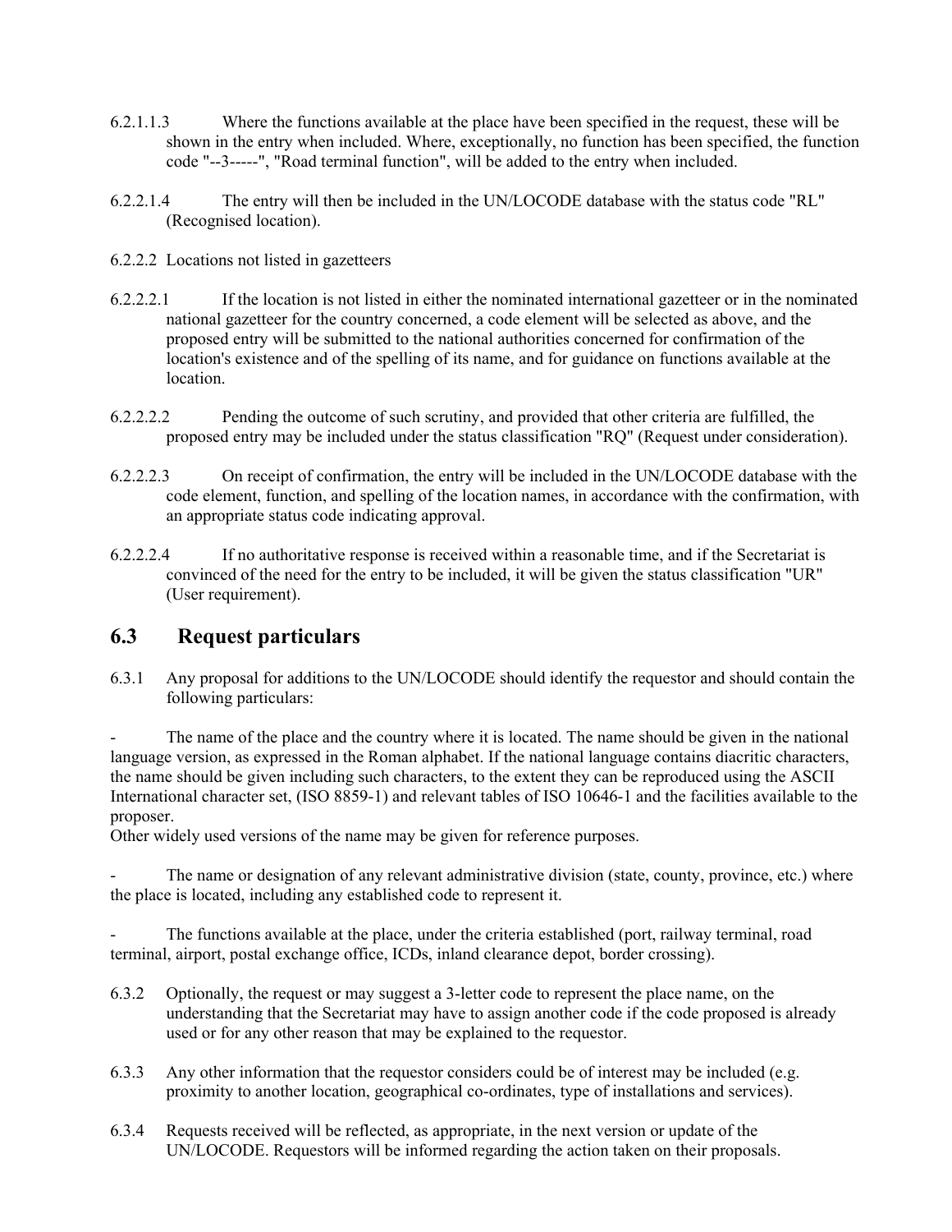6.2.1.1.3 Where the functions available at the place have been specified in the request, these will be shown in the entry when included. Where, exceptionally, no function has been specified, the function code "--3-----", "Road terminal function", will be added to the entry when included.

6.2.2.1.4 The entry will then be included in the UN/LOCODE database with the status code "RL" (Recognised location).

6.2.2.2 Locations not listed in gazetteers

6.2.2.2.1 If the location is not listed in either the nominated international gazetteer or in the nominated national gazetteer for the country concerned, a code element will be selected as above, and the proposed entry will be submitted to the national authorities concerned for confirmation of the location's existence and of the spelling of its name, and for guidance on functions available at the location.

6.2.2.2.2 Pending the outcome of such scrutiny, and provided that other criteria are fulfilled, the proposed entry may be included under the status classification "RQ" (Request under consideration).

6.2.2.2.3 On receipt of confirmation, the entry will be included in the UN/LOCODE database with the code element, function, and spelling of the location names, in accordance with the confirmation, with an appropriate status code indicating approval.

6.2.2.2.4 If no authoritative response is received within a reasonable time, and if the Secretariat is convinced of the need for the entry to be included, it will be given the status classification "UR" (User requirement).

## 6.3 Request particulars

6.3.1 Any proposal for additions to the UN/LOCODE should identify the requestor and should contain the following particulars:

- The name of the place and the country where it is located. The name should be given in the national language version, as expressed in the Roman alphabet. If the national language contains diacritic characters, the name should be given including such characters, to the extent they can be reproduced using the ASCII International character set, (ISO 8859-1) and relevant tables of ISO 10646-1 and the facilities available to the proposer.

Other widely used versions of the name may be given for reference purposes.

- The name or designation of any relevant administrative division (state, county, province, etc.) where the place is located, including any established code to represent it.

- The functions available at the place, under the criteria established (port, railway terminal, road terminal, airport, postal exchange office, ICDs, inland clearance depot, border crossing).

6.3.2 Optionally, the request or may suggest a 3-letter code to represent the place name, on the understanding that the Secretariat may have to assign another code if the code proposed is already used or for any other reason that may be explained to the requestor.

6.3.3 Any other information that the requestor considers could be of interest may be included (e.g. proximity to another location, geographical co-ordinates, type of installations and services).

6.3.4 Requests received will be reflected, as appropriate, in the next version or update of the UN/LOCODE. Requestors will be informed regarding the action taken on their proposals.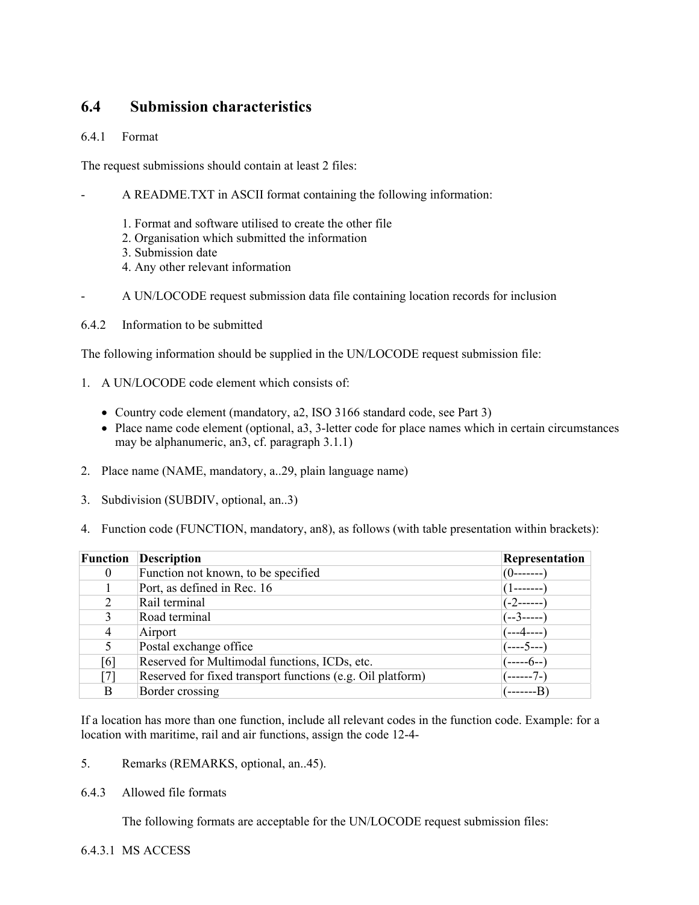## 6.4 Submission characteristics

6.4.1 Format

The request submissions should contain at least 2 files:

- A README.TXT in ASCII format containing the following information:

  1. Format and software utilised to create the other file
  2. Organisation which submitted the information
  3. Submission date
  4. Any other relevant information

- A UN/LOCODE request submission data file containing location records for inclusion

6.4.2 Information to be submitted

The following information should be supplied in the UN/LOCODE request submission file:

1. A UN/LOCODE code element which consists of:

   - Country code element (mandatory, a2, ISO 3166 standard code, see Part 3)
   - Place name code element (optional, a3, 3-letter code for place names which in certain circumstances may be alphanumeric, an3, cf. paragraph 3.1.1)

2. Place name (NAME, mandatory, a..29, plain language name)

3. Subdivision (SUBDIV, optional, an..3)

4. Function code (FUNCTION, mandatory, an8), as follows (with table presentation within brackets):

| Function | Description | Representation |
|---|---|---|
| 0 | Function not known, to be specified | (0-------) |
| 1 | Port, as defined in Rec. 16 | (1-------) |
| 2 | Rail terminal | (-2------) |
| 3 | Road terminal | (--3-----) |
| 4 | Airport | (---4----) |
| 5 | Postal exchange office | (----5---) |
| [6] | Reserved for Multimodal functions, ICDs, etc. | (-----6--) |
| [7] | Reserved for fixed transport functions (e.g. Oil platform) | (------7-) |
| B | Border crossing | (-------B) |

If a location has more than one function, include all relevant codes in the function code. Example: for a location with maritime, rail and air functions, assign the code 12-4-

5. Remarks (REMARKS, optional, an..45).

6.4.3 Allowed file formats

The following formats are acceptable for the UN/LOCODE request submission files:

6.4.3.1 MS ACCESS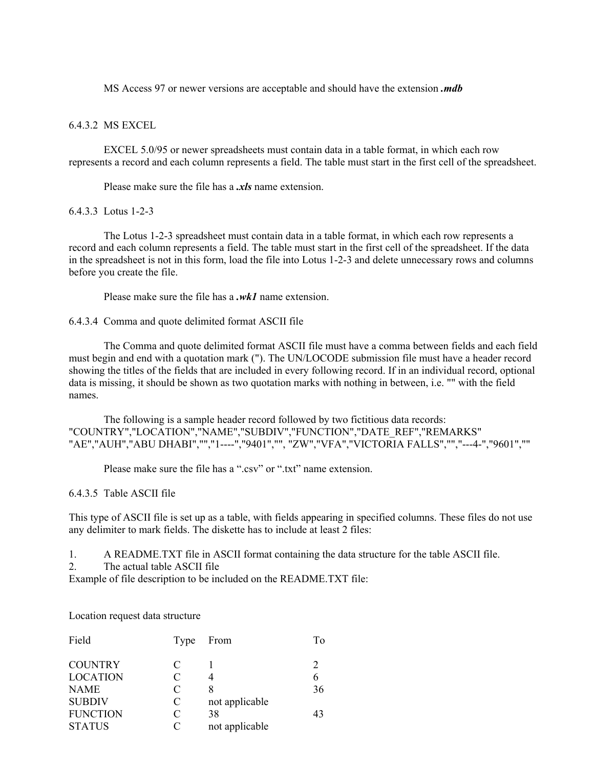MS Access 97 or newer versions are acceptable and should have the extension ***.mdb***

#### 6.4.3.2 MS EXCEL

EXCEL 5.0/95 or newer spreadsheets must contain data in a table format, in which each row represents a record and each column represents a field. The table must start in the first cell of the spreadsheet.

Please make sure the file has a ***.xls*** name extension.

#### 6.4.3.3 Lotus 1-2-3

The Lotus 1-2-3 spreadsheet must contain data in a table format, in which each row represents a record and each column represents a field. The table must start in the first cell of the spreadsheet. If the data in the spreadsheet is not in this form, load the file into Lotus 1-2-3 and delete unnecessary rows and columns before you create the file.

Please make sure the file has a ***.wk1*** name extension.

#### 6.4.3.4 Comma and quote delimited format ASCII file

The Comma and quote delimited format ASCII file must have a comma between fields and each field must begin and end with a quotation mark ("). The UN/LOCODE submission file must have a header record showing the titles of the fields that are included in every following record. If in an individual record, optional data is missing, it should be shown as two quotation marks with nothing in between, i.e. "" with the field names.

The following is a sample header record followed by two fictitious data records:
"COUNTRY","LOCATION","NAME","SUBDIV","FUNCTION","DATE_REF","REMARKS"
"AE","AUH","ABU DHABI","","1----","9401","", "ZW","VFA","VICTORIA FALLS","","---4-","9601",""

Please make sure the file has a ".csv" or ".txt" name extension.

#### 6.4.3.5 Table ASCII file

This type of ASCII file is set up as a table, with fields appearing in specified columns. These files do not use any delimiter to mark fields. The diskette has to include at least 2 files:

1. A README.TXT file in ASCII format containing the data structure for the table ASCII file.
2. The actual table ASCII file

Example of file description to be included on the README.TXT file:

Location request data structure

| Field | Type | From | To |
|---|---|---|---|
| COUNTRY | C | 1 | 2 |
| LOCATION | C | 4 | 6 |
| NAME | C | 8 | 36 |
| SUBDIV | C | not applicable | |
| FUNCTION | C | 38 | 43 |
| STATUS | C | not applicable | |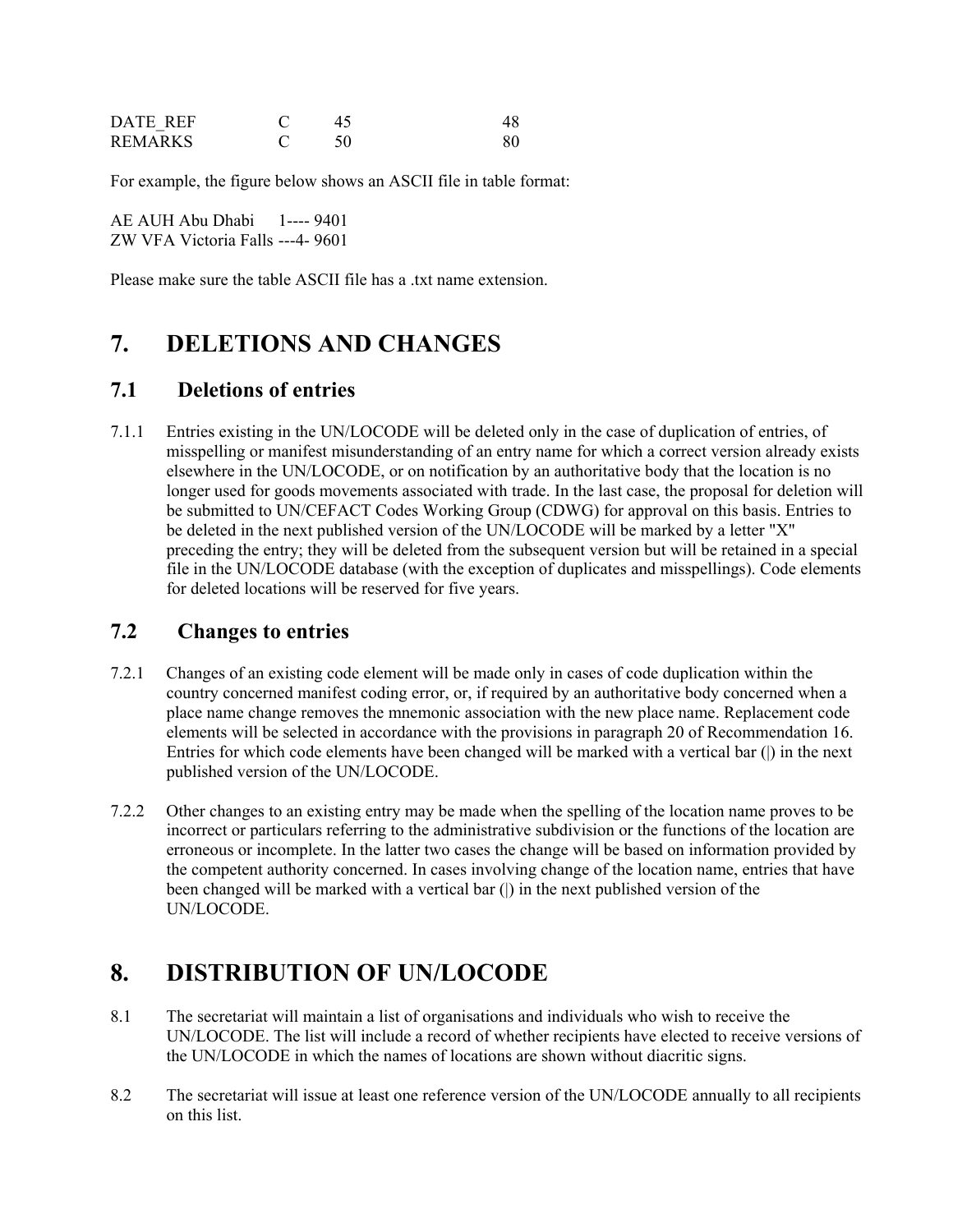| | | | |
|---|---|---|---|
| DATE_REF | C | 45 | 48 |
| REMARKS | C | 50 | 80 |

For example, the figure below shows an ASCII file in table format:

```
AE AUH Abu Dhabi      1---- 9401
ZW VFA Victoria Falls ---4- 9601
```

Please make sure the table ASCII file has a .txt name extension.

# 7. DELETIONS AND CHANGES

## 7.1 Deletions of entries

7.1.1 Entries existing in the UN/LOCODE will be deleted only in the case of duplication of entries, of misspelling or manifest misunderstanding of an entry name for which a correct version already exists elsewhere in the UN/LOCODE, or on notification by an authoritative body that the location is no longer used for goods movements associated with trade. In the last case, the proposal for deletion will be submitted to UN/CEFACT Codes Working Group (CDWG) for approval on this basis. Entries to be deleted in the next published version of the UN/LOCODE will be marked by a letter "X" preceding the entry; they will be deleted from the subsequent version but will be retained in a special file in the UN/LOCODE database (with the exception of duplicates and misspellings). Code elements for deleted locations will be reserved for five years.

## 7.2 Changes to entries

7.2.1 Changes of an existing code element will be made only in cases of code duplication within the country concerned manifest coding error, or, if required by an authoritative body concerned when a place name change removes the mnemonic association with the new place name. Replacement code elements will be selected in accordance with the provisions in paragraph 20 of Recommendation 16. Entries for which code elements have been changed will be marked with a vertical bar (|) in the next published version of the UN/LOCODE.

7.2.2 Other changes to an existing entry may be made when the spelling of the location name proves to be incorrect or particulars referring to the administrative subdivision or the functions of the location are erroneous or incomplete. In the latter two cases the change will be based on information provided by the competent authority concerned. In cases involving change of the location name, entries that have been changed will be marked with a vertical bar (|) in the next published version of the UN/LOCODE.

# 8. DISTRIBUTION OF UN/LOCODE

8.1 The secretariat will maintain a list of organisations and individuals who wish to receive the UN/LOCODE. The list will include a record of whether recipients have elected to receive versions of the UN/LOCODE in which the names of locations are shown without diacritic signs.

8.2 The secretariat will issue at least one reference version of the UN/LOCODE annually to all recipients on this list.